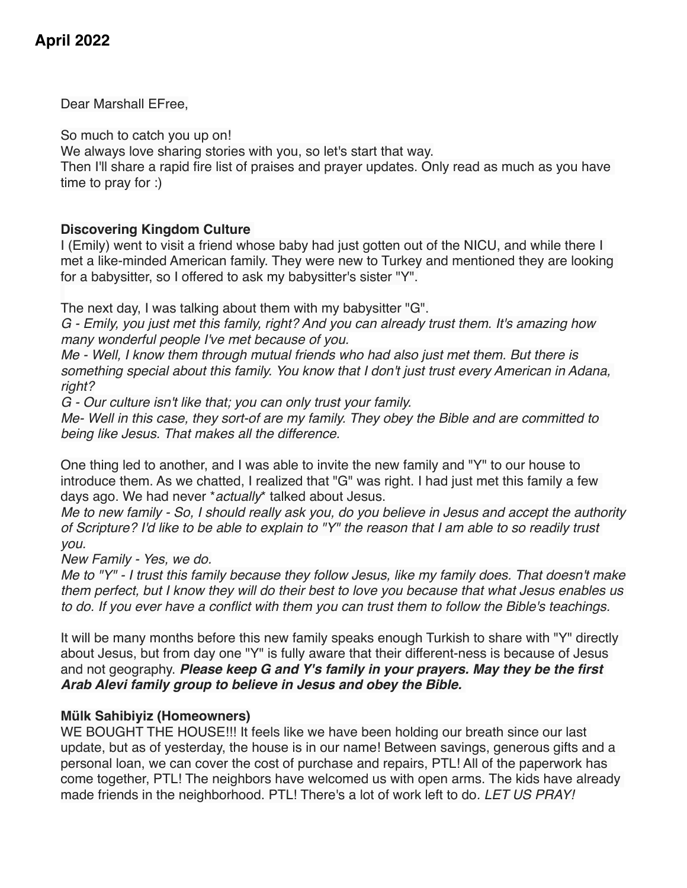**April 2022**

Dear Marshall EFree,

So much to catch you up on!
We always love sharing stories with you, so let's start that way.
Then I'll share a rapid fire list of praises and prayer updates. Only read as much as you have time to pray for :)

**Discovering Kingdom Culture**

I (Emily) went to visit a friend whose baby had just gotten out of the NICU, and while there I met a like-minded American family. They were new to Turkey and mentioned they are looking for a babysitter, so I offered to ask my babysitter's sister "Y".

The next day, I was talking about them with my babysitter "G".
*G - Emily, you just met this family, right? And you can already trust them. It's amazing how many wonderful people I've met because of you.*
*Me - Well, I know them through mutual friends who had also just met them. But there is something special about this family. You know that I don't just trust every American in Adana, right?*
*G - Our culture isn't like that; you can only trust your family.*
*Me- Well in this case, they sort-of are my family. They obey the Bible and are committed to being like Jesus. That makes all the difference.*

One thing led to another, and I was able to invite the new family and "Y" to our house to introduce them. As we chatted, I realized that "G" was right. I had just met this family a few days ago. We had never **actually** talked about Jesus.
*Me to new family - So, I should really ask you, do you believe in Jesus and accept the authority of Scripture? I'd like to be able to explain to "Y" the reason that I am able to so readily trust you.*
*New Family - Yes, we do.*
*Me to "Y" - I trust this family because they follow Jesus, like my family does. That doesn't make them perfect, but I know they will do their best to love you because that what Jesus enables us to do. If you ever have a conflict with them you can trust them to follow the Bible's teachings.*

It will be many months before this new family speaks enough Turkish to share with "Y" directly about Jesus, but from day one "Y" is fully aware that their different-ness is because of Jesus and not geography. ***Please keep G and Y's family in your prayers. May they be the first Arab Alevi family group to believe in Jesus and obey the Bible.***

**Mülk Sahibiyiz (Homeowners)**

WE BOUGHT THE HOUSE!!! It feels like we have been holding our breath since our last update, but as of yesterday, the house is in our name! Between savings, generous gifts and a personal loan, we can cover the cost of purchase and repairs, PTL! All of the paperwork has come together, PTL! The neighbors have welcomed us with open arms. The kids have already made friends in the neighborhood. PTL! There's a lot of work left to do. *LET US PRAY!*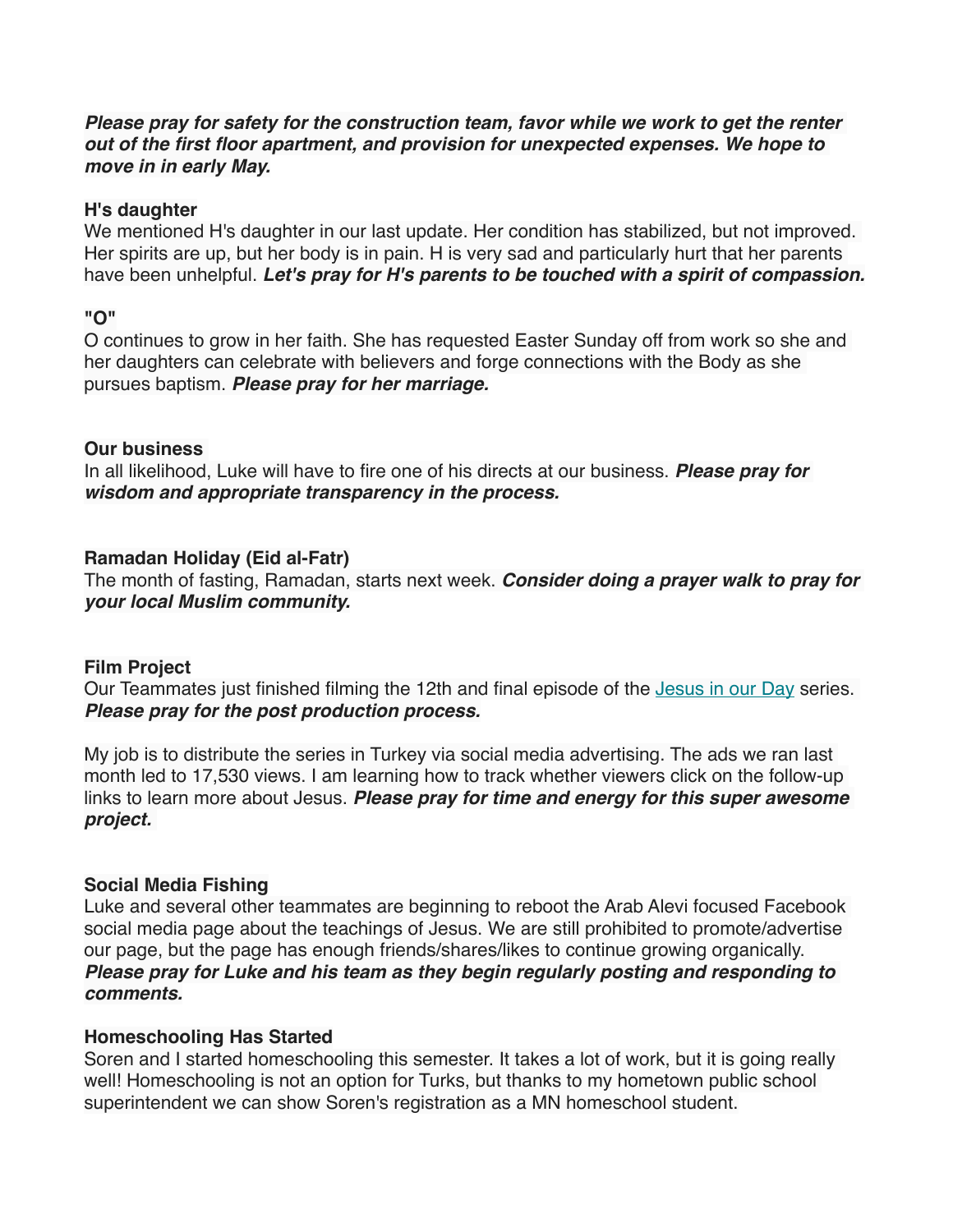***Please pray for safety for the construction team, favor while we work to get the renter out of the first floor apartment, and provision for unexpected expenses. We hope to move in in early May.***

**H's daughter**

We mentioned H's daughter in our last update. Her condition has stabilized, but not improved. Her spirits are up, but her body is in pain. H is very sad and particularly hurt that her parents have been unhelpful. ***Let's pray for H's parents to be touched with a spirit of compassion.***

**"O"**

O continues to grow in her faith. She has requested Easter Sunday off from work so she and her daughters can celebrate with believers and forge connections with the Body as she pursues baptism. ***Please pray for her marriage.***

**Our business**

In all likelihood, Luke will have to fire one of his directs at our business. ***Please pray for wisdom and appropriate transparency in the process.***

**Ramadan Holiday (Eid al-Fatr)**

The month of fasting, Ramadan, starts next week. ***Consider doing a prayer walk to pray for your local Muslim community.***

**Film Project**

Our Teammates just finished filming the 12th and final episode of the Jesus in our Day series. ***Please pray for the post production process.***

My job is to distribute the series in Turkey via social media advertising. The ads we ran last month led to 17,530 views. I am learning how to track whether viewers click on the follow-up links to learn more about Jesus. ***Please pray for time and energy for this super awesome project.***

**Social Media Fishing**

Luke and several other teammates are beginning to reboot the Arab Alevi focused Facebook social media page about the teachings of Jesus. We are still prohibited to promote/advertise our page, but the page has enough friends/shares/likes to continue growing organically. ***Please pray for Luke and his team as they begin regularly posting and responding to comments.***

**Homeschooling Has Started**

Soren and I started homeschooling this semester. It takes a lot of work, but it is going really well! Homeschooling is not an option for Turks, but thanks to my hometown public school superintendent we can show Soren's registration as a MN homeschool student.